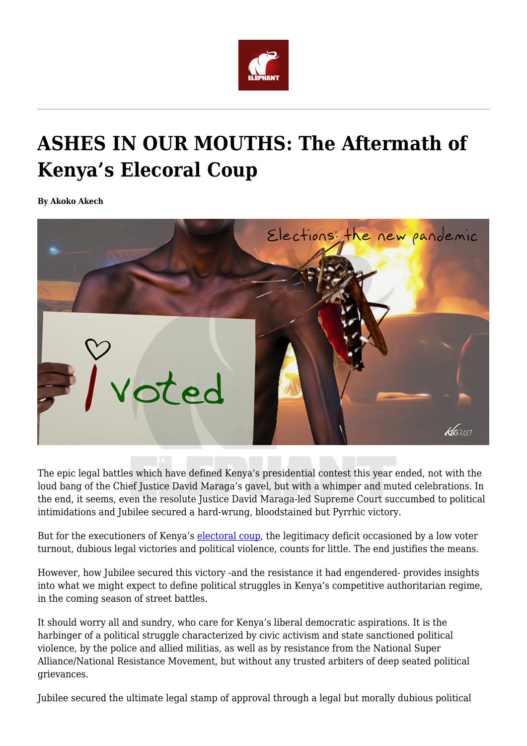# ASHES IN OUR MOUTHS: The Aftermath of Kenya's Elecoral Coup

**By Akoko Akech**

The epic legal battles which have defined Kenya's presidential contest this year ended, not with the loud bang of the Chief Justice David Maraga's gavel, but with a whimper and muted celebrations. In the end, it seems, even the resolute Justice David Maraga-led Supreme Court succumbed to political intimidations and Jubilee secured a hard-wrung, bloodstained but Pyrrhic victory.

But for the executioners of Kenya's electoral coup, the legitimacy deficit occasioned by a low voter turnout, dubious legal victories and political violence, counts for little. The end justifies the means.

However, how Jubilee secured this victory -and the resistance it had engendered- provides insights into what we might expect to define political struggles in Kenya's competitive authoritarian regime, in the coming season of street battles.

It should worry all and sundry, who care for Kenya's liberal democratic aspirations. It is the harbinger of a political struggle characterized by civic activism and state sanctioned political violence, by the police and allied militias, as well as by resistance from the National Super Alliance/National Resistance Movement, but without any trusted arbiters of deep seated political grievances.

Jubilee secured the ultimate legal stamp of approval through a legal but morally dubious political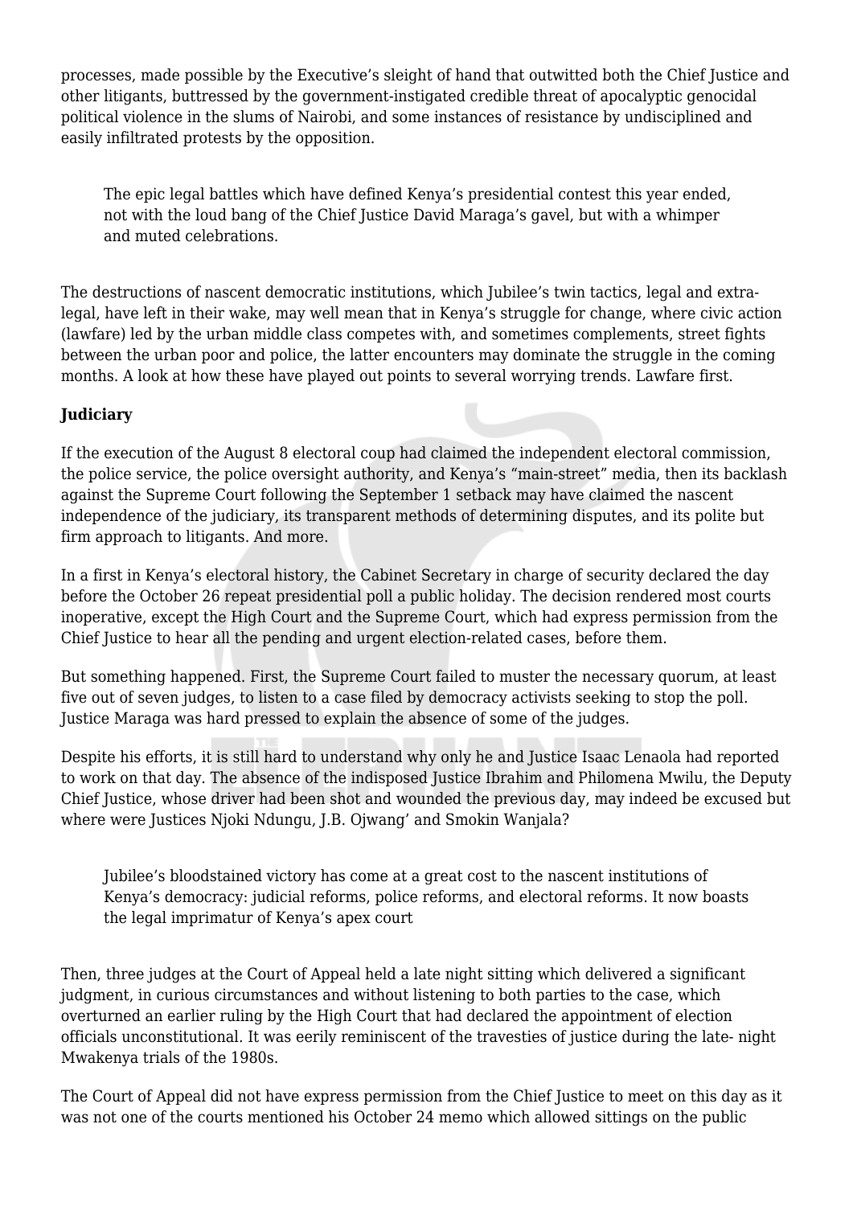processes, made possible by the Executive's sleight of hand that outwitted both the Chief Justice and other litigants, buttressed by the government-instigated credible threat of apocalyptic genocidal political violence in the slums of Nairobi, and some instances of resistance by undisciplined and easily infiltrated protests by the opposition.

> The epic legal battles which have defined Kenya's presidential contest this year ended, not with the loud bang of the Chief Justice David Maraga's gavel, but with a whimper and muted celebrations.

The destructions of nascent democratic institutions, which Jubilee's twin tactics, legal and extra-legal, have left in their wake, may well mean that in Kenya's struggle for change, where civic action (lawfare) led by the urban middle class competes with, and sometimes complements, street fights between the urban poor and police, the latter encounters may dominate the struggle in the coming months. A look at how these have played out points to several worrying trends. Lawfare first.

**Judiciary**

If the execution of the August 8 electoral coup had claimed the independent electoral commission, the police service, the police oversight authority, and Kenya's "main-street" media, then its backlash against the Supreme Court following the September 1 setback may have claimed the nascent independence of the judiciary, its transparent methods of determining disputes, and its polite but firm approach to litigants. And more.

In a first in Kenya's electoral history, the Cabinet Secretary in charge of security declared the day before the October 26 repeat presidential poll a public holiday. The decision rendered most courts inoperative, except the High Court and the Supreme Court, which had express permission from the Chief Justice to hear all the pending and urgent election-related cases, before them.

But something happened. First, the Supreme Court failed to muster the necessary quorum, at least five out of seven judges, to listen to a case filed by democracy activists seeking to stop the poll. Justice Maraga was hard pressed to explain the absence of some of the judges.

Despite his efforts, it is still hard to understand why only he and Justice Isaac Lenaola had reported to work on that day. The absence of the indisposed Justice Ibrahim and Philomena Mwilu, the Deputy Chief Justice, whose driver had been shot and wounded the previous day, may indeed be excused but where were Justices Njoki Ndungu, J.B. Ojwang' and Smokin Wanjala?

> Jubilee's bloodstained victory has come at a great cost to the nascent institutions of Kenya's democracy: judicial reforms, police reforms, and electoral reforms. It now boasts the legal imprimatur of Kenya's apex court

Then, three judges at the Court of Appeal held a late night sitting which delivered a significant judgment, in curious circumstances and without listening to both parties to the case, which overturned an earlier ruling by the High Court that had declared the appointment of election officials unconstitutional. It was eerily reminiscent of the travesties of justice during the late- night Mwakenya trials of the 1980s.

The Court of Appeal did not have express permission from the Chief Justice to meet on this day as it was not one of the courts mentioned his October 24 memo which allowed sittings on the public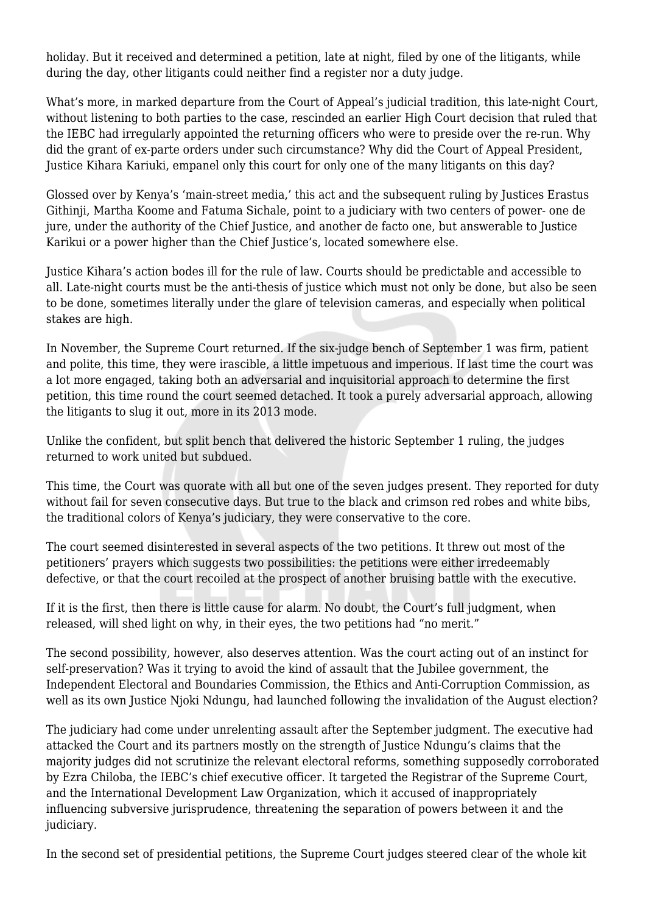holiday. But it received and determined a petition, late at night, filed by one of the litigants, while during the day, other litigants could neither find a register nor a duty judge.

What's more, in marked departure from the Court of Appeal's judicial tradition, this late-night Court, without listening to both parties to the case, rescinded an earlier High Court decision that ruled that the IEBC had irregularly appointed the returning officers who were to preside over the re-run. Why did the grant of ex-parte orders under such circumstance? Why did the Court of Appeal President, Justice Kihara Kariuki, empanel only this court for only one of the many litigants on this day?

Glossed over by Kenya's 'main-street media,' this act and the subsequent ruling by Justices Erastus Githinji, Martha Koome and Fatuma Sichale, point to a judiciary with two centers of power- one de jure, under the authority of the Chief Justice, and another de facto one, but answerable to Justice Karikui or a power higher than the Chief Justice's, located somewhere else.

Justice Kihara's action bodes ill for the rule of law. Courts should be predictable and accessible to all. Late-night courts must be the anti-thesis of justice which must not only be done, but also be seen to be done, sometimes literally under the glare of television cameras, and especially when political stakes are high.

In November, the Supreme Court returned. If the six-judge bench of September 1 was firm, patient and polite, this time, they were irascible, a little impetuous and imperious. If last time the court was a lot more engaged, taking both an adversarial and inquisitorial approach to determine the first petition, this time round the court seemed detached. It took a purely adversarial approach, allowing the litigants to slug it out, more in its 2013 mode.

Unlike the confident, but split bench that delivered the historic September 1 ruling, the judges returned to work united but subdued.

This time, the Court was quorate with all but one of the seven judges present. They reported for duty without fail for seven consecutive days. But true to the black and crimson red robes and white bibs, the traditional colors of Kenya's judiciary, they were conservative to the core.

The court seemed disinterested in several aspects of the two petitions. It threw out most of the petitioners' prayers which suggests two possibilities: the petitions were either irredeemably defective, or that the court recoiled at the prospect of another bruising battle with the executive.

If it is the first, then there is little cause for alarm. No doubt, the Court's full judgment, when released, will shed light on why, in their eyes, the two petitions had "no merit."

The second possibility, however, also deserves attention. Was the court acting out of an instinct for self-preservation? Was it trying to avoid the kind of assault that the Jubilee government, the Independent Electoral and Boundaries Commission, the Ethics and Anti-Corruption Commission, as well as its own Justice Njoki Ndungu, had launched following the invalidation of the August election?

The judiciary had come under unrelenting assault after the September judgment. The executive had attacked the Court and its partners mostly on the strength of Justice Ndungu's claims that the majority judges did not scrutinize the relevant electoral reforms, something supposedly corroborated by Ezra Chiloba, the IEBC's chief executive officer. It targeted the Registrar of the Supreme Court, and the International Development Law Organization, which it accused of inappropriately influencing subversive jurisprudence, threatening the separation of powers between it and the judiciary.

In the second set of presidential petitions, the Supreme Court judges steered clear of the whole kit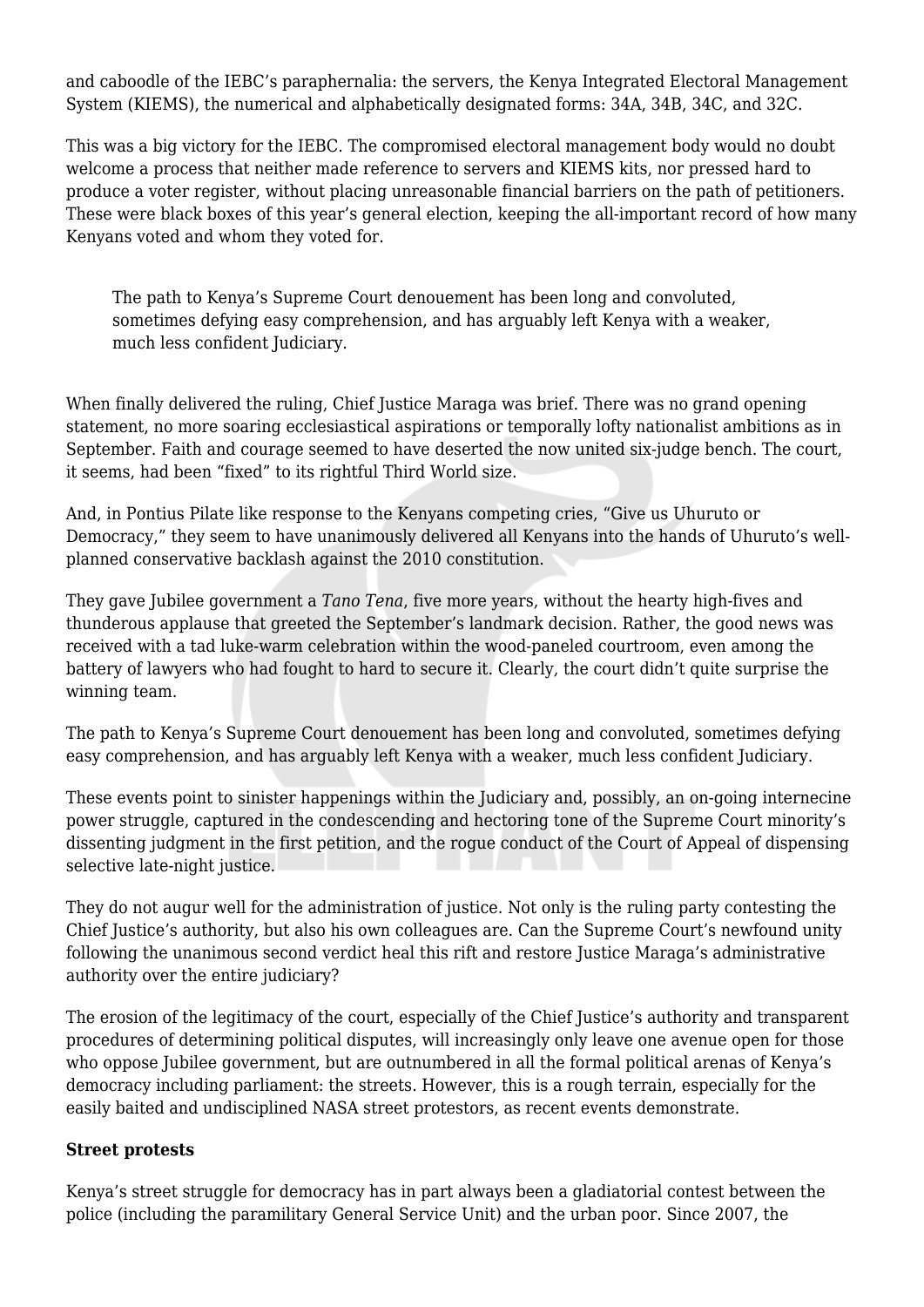and caboodle of the IEBC's paraphernalia: the servers, the Kenya Integrated Electoral Management System (KIEMS), the numerical and alphabetically designated forms: 34A, 34B, 34C, and 32C.

This was a big victory for the IEBC. The compromised electoral management body would no doubt welcome a process that neither made reference to servers and KIEMS kits, nor pressed hard to produce a voter register, without placing unreasonable financial barriers on the path of petitioners. These were black boxes of this year's general election, keeping the all-important record of how many Kenyans voted and whom they voted for.

> The path to Kenya's Supreme Court denouement has been long and convoluted, sometimes defying easy comprehension, and has arguably left Kenya with a weaker, much less confident Judiciary.

When finally delivered the ruling, Chief Justice Maraga was brief. There was no grand opening statement, no more soaring ecclesiastical aspirations or temporally lofty nationalist ambitions as in September. Faith and courage seemed to have deserted the now united six-judge bench. The court, it seems, had been "fixed" to its rightful Third World size.

And, in Pontius Pilate like response to the Kenyans competing cries, "Give us Uhuruto or Democracy," they seem to have unanimously delivered all Kenyans into the hands of Uhuruto's well-planned conservative backlash against the 2010 constitution.

They gave Jubilee government a *Tano Tena*, five more years, without the hearty high-fives and thunderous applause that greeted the September's landmark decision. Rather, the good news was received with a tad luke-warm celebration within the wood-paneled courtroom, even among the battery of lawyers who had fought to hard to secure it. Clearly, the court didn't quite surprise the winning team.

The path to Kenya's Supreme Court denouement has been long and convoluted, sometimes defying easy comprehension, and has arguably left Kenya with a weaker, much less confident Judiciary.

These events point to sinister happenings within the Judiciary and, possibly, an on-going internecine power struggle, captured in the condescending and hectoring tone of the Supreme Court minority's dissenting judgment in the first petition, and the rogue conduct of the Court of Appeal of dispensing selective late-night justice.

They do not augur well for the administration of justice. Not only is the ruling party contesting the Chief Justice's authority, but also his own colleagues are. Can the Supreme Court's newfound unity following the unanimous second verdict heal this rift and restore Justice Maraga's administrative authority over the entire judiciary?

The erosion of the legitimacy of the court, especially of the Chief Justice's authority and transparent procedures of determining political disputes, will increasingly only leave one avenue open for those who oppose Jubilee government, but are outnumbered in all the formal political arenas of Kenya's democracy including parliament: the streets. However, this is a rough terrain, especially for the easily baited and undisciplined NASA street protestors, as recent events demonstrate.

**Street protests**

Kenya's street struggle for democracy has in part always been a gladiatorial contest between the police (including the paramilitary General Service Unit) and the urban poor. Since 2007, the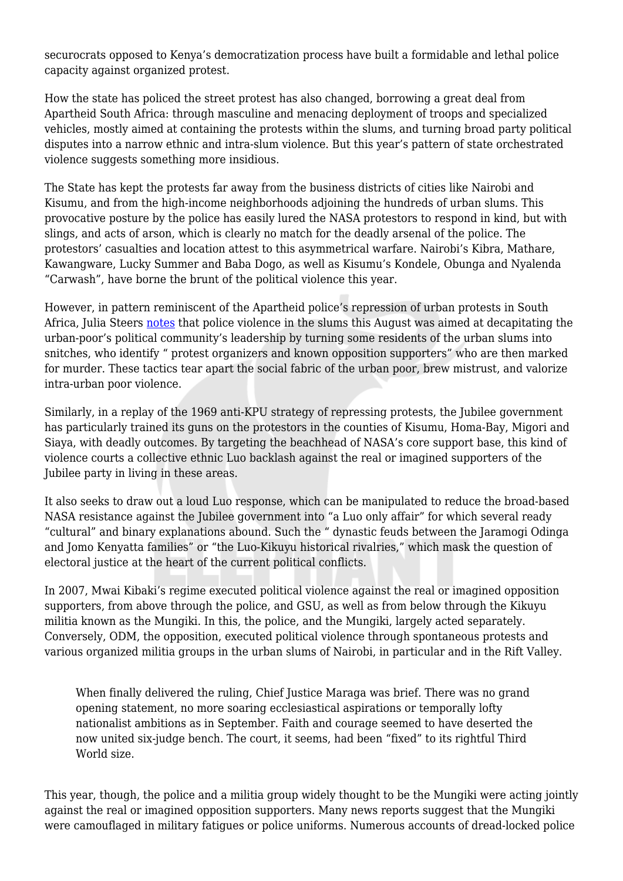securocrats opposed to Kenya's democratization process have built a formidable and lethal police capacity against organized protest.

How the state has policed the street protest has also changed, borrowing a great deal from Apartheid South Africa: through masculine and menacing deployment of troops and specialized vehicles, mostly aimed at containing the protests within the slums, and turning broad party political disputes into a narrow ethnic and intra-slum violence. But this year's pattern of state orchestrated violence suggests something more insidious.

The State has kept the protests far away from the business districts of cities like Nairobi and Kisumu, and from the high-income neighborhoods adjoining the hundreds of urban slums. This provocative posture by the police has easily lured the NASA protestors to respond in kind, but with slings, and acts of arson, which is clearly no match for the deadly arsenal of the police. The protestors' casualties and location attest to this asymmetrical warfare. Nairobi's Kibra, Mathare, Kawangware, Lucky Summer and Baba Dogo, as well as Kisumu's Kondele, Obunga and Nyalenda "Carwash", have borne the brunt of the political violence this year.

However, in pattern reminiscent of the Apartheid police's repression of urban protests in South Africa, Julia Steers notes that police violence in the slums this August was aimed at decapitating the urban-poor's political community's leadership by turning some residents of the urban slums into snitches, who identify " protest organizers and known opposition supporters" who are then marked for murder. These tactics tear apart the social fabric of the urban poor, brew mistrust, and valorize intra-urban poor violence.

Similarly, in a replay of the 1969 anti-KPU strategy of repressing protests, the Jubilee government has particularly trained its guns on the protestors in the counties of Kisumu, Homa-Bay, Migori and Siaya, with deadly outcomes. By targeting the beachhead of NASA's core support base, this kind of violence courts a collective ethnic Luo backlash against the real or imagined supporters of the Jubilee party in living in these areas.

It also seeks to draw out a loud Luo response, which can be manipulated to reduce the broad-based NASA resistance against the Jubilee government into "a Luo only affair" for which several ready "cultural" and binary explanations abound. Such the " dynastic feuds between the Jaramogi Odinga and Jomo Kenyatta families" or "the Luo-Kikuyu historical rivalries," which mask the question of electoral justice at the heart of the current political conflicts.

In 2007, Mwai Kibaki's regime executed political violence against the real or imagined opposition supporters, from above through the police, and GSU, as well as from below through the Kikuyu militia known as the Mungiki. In this, the police, and the Mungiki, largely acted separately. Conversely, ODM, the opposition, executed political violence through spontaneous protests and various organized militia groups in the urban slums of Nairobi, in particular and in the Rift Valley.

> When finally delivered the ruling, Chief Justice Maraga was brief. There was no grand opening statement, no more soaring ecclesiastical aspirations or temporally lofty nationalist ambitions as in September. Faith and courage seemed to have deserted the now united six-judge bench. The court, it seems, had been "fixed" to its rightful Third World size.

This year, though, the police and a militia group widely thought to be the Mungiki were acting jointly against the real or imagined opposition supporters. Many news reports suggest that the Mungiki were camouflaged in military fatigues or police uniforms. Numerous accounts of dread-locked police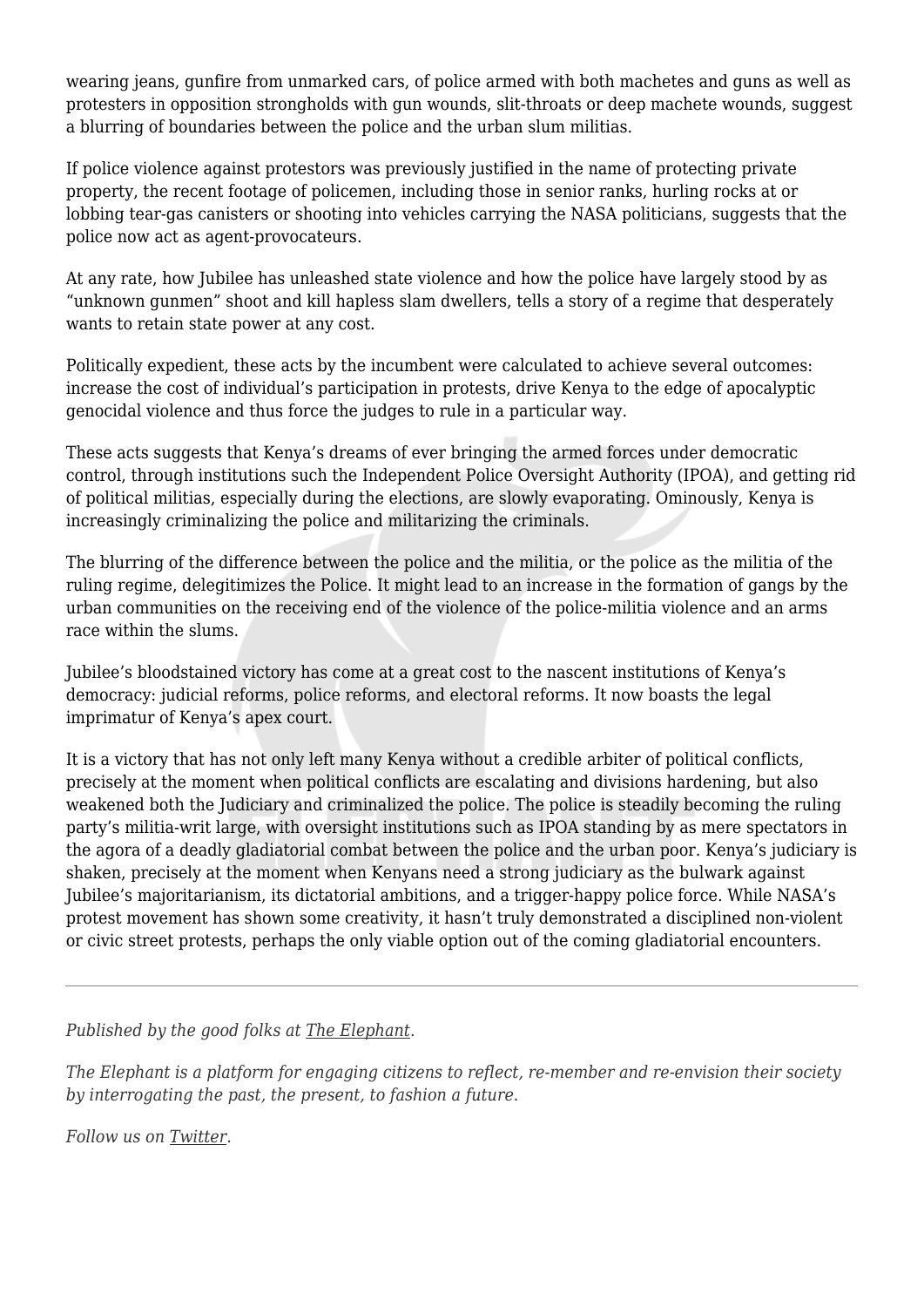wearing jeans, gunfire from unmarked cars, of police armed with both machetes and guns as well as protesters in opposition strongholds with gun wounds, slit-throats or deep machete wounds, suggest a blurring of boundaries between the police and the urban slum militias.

If police violence against protestors was previously justified in the name of protecting private property, the recent footage of policemen, including those in senior ranks, hurling rocks at or lobbing tear-gas canisters or shooting into vehicles carrying the NASA politicians, suggests that the police now act as agent-provocateurs.

At any rate, how Jubilee has unleashed state violence and how the police have largely stood by as "unknown gunmen" shoot and kill hapless slam dwellers, tells a story of a regime that desperately wants to retain state power at any cost.

Politically expedient, these acts by the incumbent were calculated to achieve several outcomes: increase the cost of individual's participation in protests, drive Kenya to the edge of apocalyptic genocidal violence and thus force the judges to rule in a particular way.

These acts suggests that Kenya's dreams of ever bringing the armed forces under democratic control, through institutions such the Independent Police Oversight Authority (IPOA), and getting rid of political militias, especially during the elections, are slowly evaporating. Ominously, Kenya is increasingly criminalizing the police and militarizing the criminals.

The blurring of the difference between the police and the militia, or the police as the militia of the ruling regime, delegitimizes the Police. It might lead to an increase in the formation of gangs by the urban communities on the receiving end of the violence of the police-militia violence and an arms race within the slums.

Jubilee's bloodstained victory has come at a great cost to the nascent institutions of Kenya's democracy: judicial reforms, police reforms, and electoral reforms. It now boasts the legal imprimatur of Kenya's apex court.

It is a victory that has not only left many Kenya without a credible arbiter of political conflicts, precisely at the moment when political conflicts are escalating and divisions hardening, but also weakened both the Judiciary and criminalized the police. The police is steadily becoming the ruling party's militia-writ large, with oversight institutions such as IPOA standing by as mere spectators in the agora of a deadly gladiatorial combat between the police and the urban poor. Kenya's judiciary is shaken, precisely at the moment when Kenyans need a strong judiciary as the bulwark against Jubilee's majoritarianism, its dictatorial ambitions, and a trigger-happy police force. While NASA's protest movement has shown some creativity, it hasn't truly demonstrated a disciplined non-violent or civic street protests, perhaps the only viable option out of the coming gladiatorial encounters.

---

*Published by the good folks at The Elephant.*

*The Elephant is a platform for engaging citizens to reflect, re-member and re-envision their society by interrogating the past, the present, to fashion a future.*

*Follow us on Twitter.*